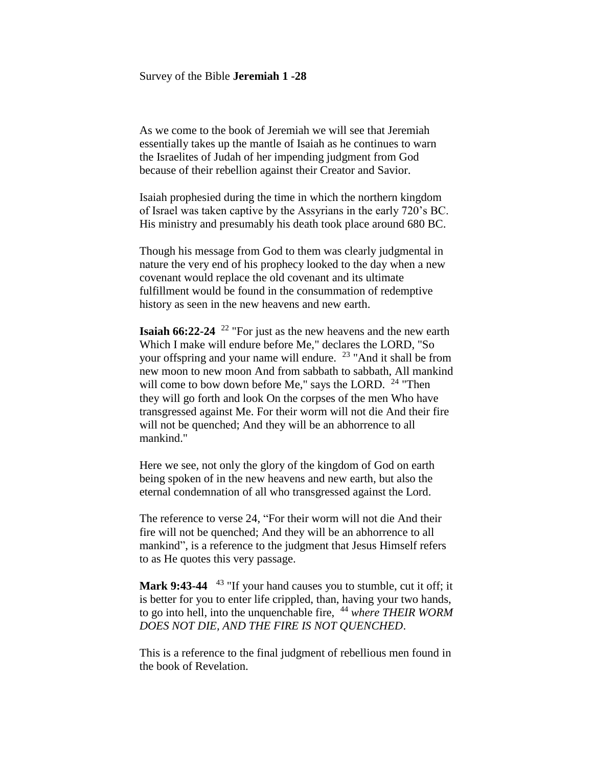Survey of the Bible **Jeremiah 1 -28**

As we come to the book of Jeremiah we will see that Jeremiah essentially takes up the mantle of Isaiah as he continues to warn the Israelites of Judah of her impending judgment from God because of their rebellion against their Creator and Savior.

Isaiah prophesied during the time in which the northern kingdom of Israel was taken captive by the Assyrians in the early 720's BC. His ministry and presumably his death took place around 680 BC.

Though his message from God to them was clearly judgmental in nature the very end of his prophecy looked to the day when a new covenant would replace the old covenant and its ultimate fulfillment would be found in the consummation of redemptive history as seen in the new heavens and new earth.

**Isaiah 66:22-24** [22] "For just as the new heavens and the new earth Which I make will endure before Me," declares the LORD, "So your offspring and your name will endure. [23] "And it shall be from new moon to new moon And from sabbath to sabbath, All mankind will come to bow down before Me," says the LORD. [24] "Then they will go forth and look On the corpses of the men Who have transgressed against Me. For their worm will not die And their fire will not be quenched; And they will be an abhorrence to all mankind."

Here we see, not only the glory of the kingdom of God on earth being spoken of in the new heavens and new earth, but also the eternal condemnation of all who transgressed against the Lord.

The reference to verse 24, "For their worm will not die And their fire will not be quenched; And they will be an abhorrence to all mankind", is a reference to the judgment that Jesus Himself refers to as He quotes this very passage.

**Mark 9:43-44** [43] "If your hand causes you to stumble, cut it off; it is better for you to enter life crippled, than, having your two hands, to go into hell, into the unquenchable fire, [44] *where THEIR WORM DOES NOT DIE, AND THE FIRE IS NOT QUENCHED*.

This is a reference to the final judgment of rebellious men found in the book of Revelation.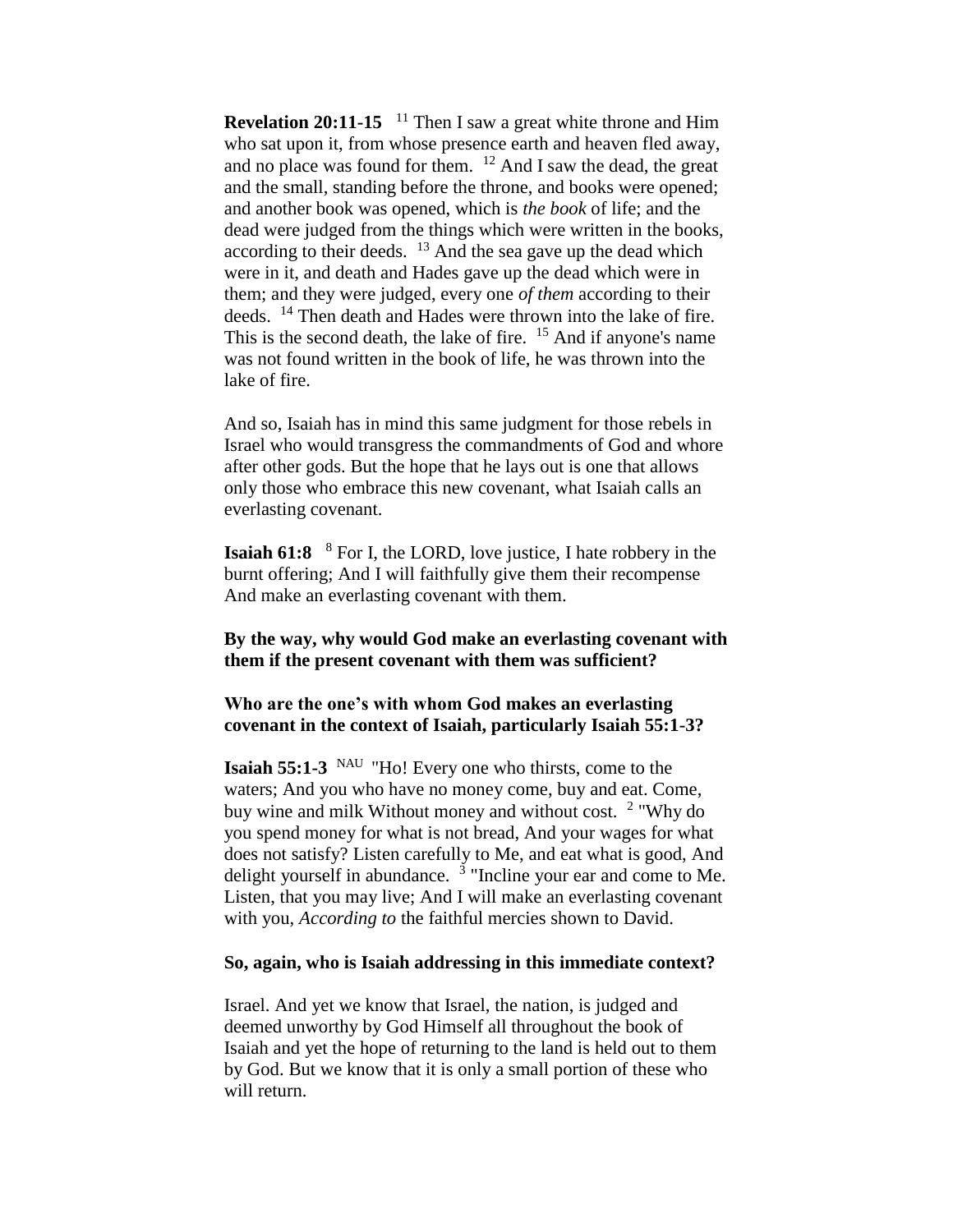**Revelation 20:11-15** [11] Then I saw a great white throne and Him who sat upon it, from whose presence earth and heaven fled away, and no place was found for them. [12] And I saw the dead, the great and the small, standing before the throne, and books were opened; and another book was opened, which is *the book* of life; and the dead were judged from the things which were written in the books, according to their deeds. [13] And the sea gave up the dead which were in it, and death and Hades gave up the dead which were in them; and they were judged, every one *of them* according to their deeds. [14] Then death and Hades were thrown into the lake of fire. This is the second death, the lake of fire. [15] And if anyone's name was not found written in the book of life, he was thrown into the lake of fire.

And so, Isaiah has in mind this same judgment for those rebels in Israel who would transgress the commandments of God and whore after other gods. But the hope that he lays out is one that allows only those who embrace this new covenant, what Isaiah calls an everlasting covenant.

**Isaiah 61:8** [8] For I, the LORD, love justice, I hate robbery in the burnt offering; And I will faithfully give them their recompense And make an everlasting covenant with them.

**By the way, why would God make an everlasting covenant with them if the present covenant with them was sufficient?**

**Who are the one's with whom God makes an everlasting covenant in the context of Isaiah, particularly Isaiah 55:1-3?**

**Isaiah 55:1-3** [NAU] "Ho! Every one who thirsts, come to the waters; And you who have no money come, buy and eat. Come, buy wine and milk Without money and without cost. [2] "Why do you spend money for what is not bread, And your wages for what does not satisfy? Listen carefully to Me, and eat what is good, And delight yourself in abundance. [3] "Incline your ear and come to Me. Listen, that you may live; And I will make an everlasting covenant with you, *According to* the faithful mercies shown to David.

**So, again, who is Isaiah addressing in this immediate context?**

Israel. And yet we know that Israel, the nation, is judged and deemed unworthy by God Himself all throughout the book of Isaiah and yet the hope of returning to the land is held out to them by God. But we know that it is only a small portion of these who will return.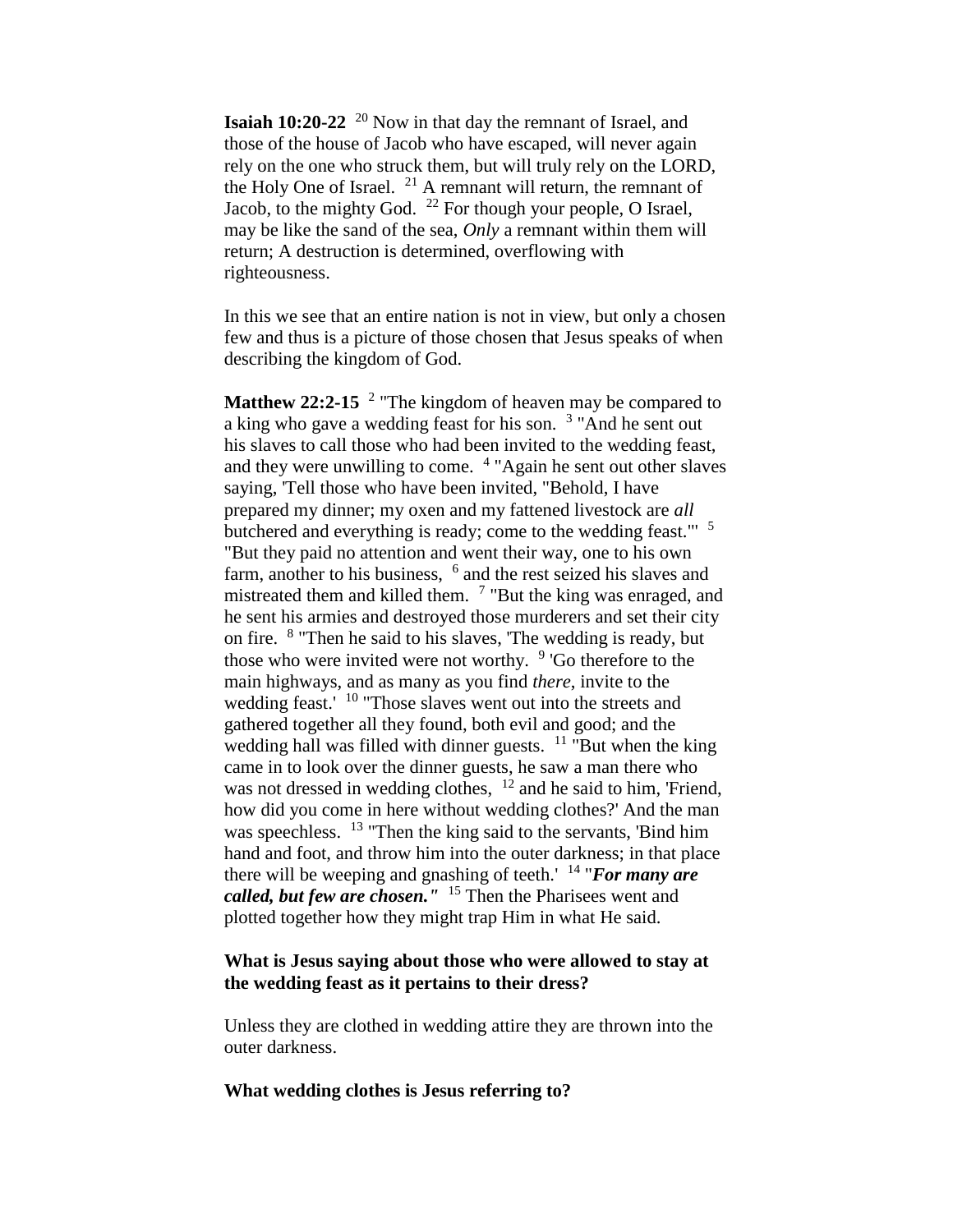**Isaiah 10:20-22** [20] Now in that day the remnant of Israel, and those of the house of Jacob who have escaped, will never again rely on the one who struck them, but will truly rely on the LORD, the Holy One of Israel. [21] A remnant will return, the remnant of Jacob, to the mighty God. [22] For though your people, O Israel, may be like the sand of the sea, *Only* a remnant within them will return; A destruction is determined, overflowing with righteousness.

In this we see that an entire nation is not in view, but only a chosen few and thus is a picture of those chosen that Jesus speaks of when describing the kingdom of God.

**Matthew 22:2-15** [2] "The kingdom of heaven may be compared to a king who gave a wedding feast for his son. [3] "And he sent out his slaves to call those who had been invited to the wedding feast, and they were unwilling to come. [4] "Again he sent out other slaves saying, 'Tell those who have been invited, "Behold, I have prepared my dinner; my oxen and my fattened livestock are *all* butchered and everything is ready; come to the wedding feast."' [5] "But they paid no attention and went their way, one to his own farm, another to his business, [6] and the rest seized his slaves and mistreated them and killed them. [7] "But the king was enraged, and he sent his armies and destroyed those murderers and set their city on fire. [8] "Then he said to his slaves, 'The wedding is ready, but those who were invited were not worthy. [9] 'Go therefore to the main highways, and as many as you find *there*, invite to the wedding feast.' [10] "Those slaves went out into the streets and gathered together all they found, both evil and good; and the wedding hall was filled with dinner guests. [11] "But when the king came in to look over the dinner guests, he saw a man there who was not dressed in wedding clothes, [12] and he said to him, 'Friend, how did you come in here without wedding clothes?' And the man was speechless. [13] "Then the king said to the servants, 'Bind him hand and foot, and throw him into the outer darkness; in that place there will be weeping and gnashing of teeth.' [14] "***For many are called, but few are chosen."*** [15] Then the Pharisees went and plotted together how they might trap Him in what He said.

**What is Jesus saying about those who were allowed to stay at the wedding feast as it pertains to their dress?**

Unless they are clothed in wedding attire they are thrown into the outer darkness.

**What wedding clothes is Jesus referring to?**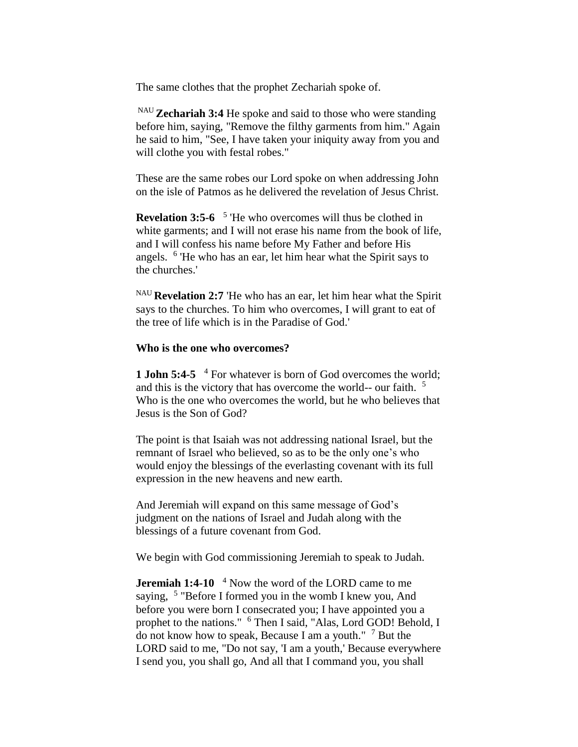The same clothes that the prophet Zechariah spoke of.

[NAU] **Zechariah 3:4** He spoke and said to those who were standing before him, saying, "Remove the filthy garments from him." Again he said to him, "See, I have taken your iniquity away from you and will clothe you with festal robes."

These are the same robes our Lord spoke on when addressing John on the isle of Patmos as he delivered the revelation of Jesus Christ.

**Revelation 3:5-6** [5] 'He who overcomes will thus be clothed in white garments; and I will not erase his name from the book of life, and I will confess his name before My Father and before His angels. [6] 'He who has an ear, let him hear what the Spirit says to the churches.'

[NAU] **Revelation 2:7** 'He who has an ear, let him hear what the Spirit says to the churches. To him who overcomes, I will grant to eat of the tree of life which is in the Paradise of God.'

**Who is the one who overcomes?**

**1 John 5:4-5** [4] For whatever is born of God overcomes the world; and this is the victory that has overcome the world-- our faith. [5] Who is the one who overcomes the world, but he who believes that Jesus is the Son of God?

The point is that Isaiah was not addressing national Israel, but the remnant of Israel who believed, so as to be the only one's who would enjoy the blessings of the everlasting covenant with its full expression in the new heavens and new earth.

And Jeremiah will expand on this same message of God's judgment on the nations of Israel and Judah along with the blessings of a future covenant from God.

We begin with God commissioning Jeremiah to speak to Judah.

**Jeremiah 1:4-10** [4] Now the word of the LORD came to me saying, [5] "Before I formed you in the womb I knew you, And before you were born I consecrated you; I have appointed you a prophet to the nations." [6] Then I said, "Alas, Lord GOD! Behold, I do not know how to speak, Because I am a youth." [7] But the LORD said to me, "Do not say, 'I am a youth,' Because everywhere I send you, you shall go, And all that I command you, you shall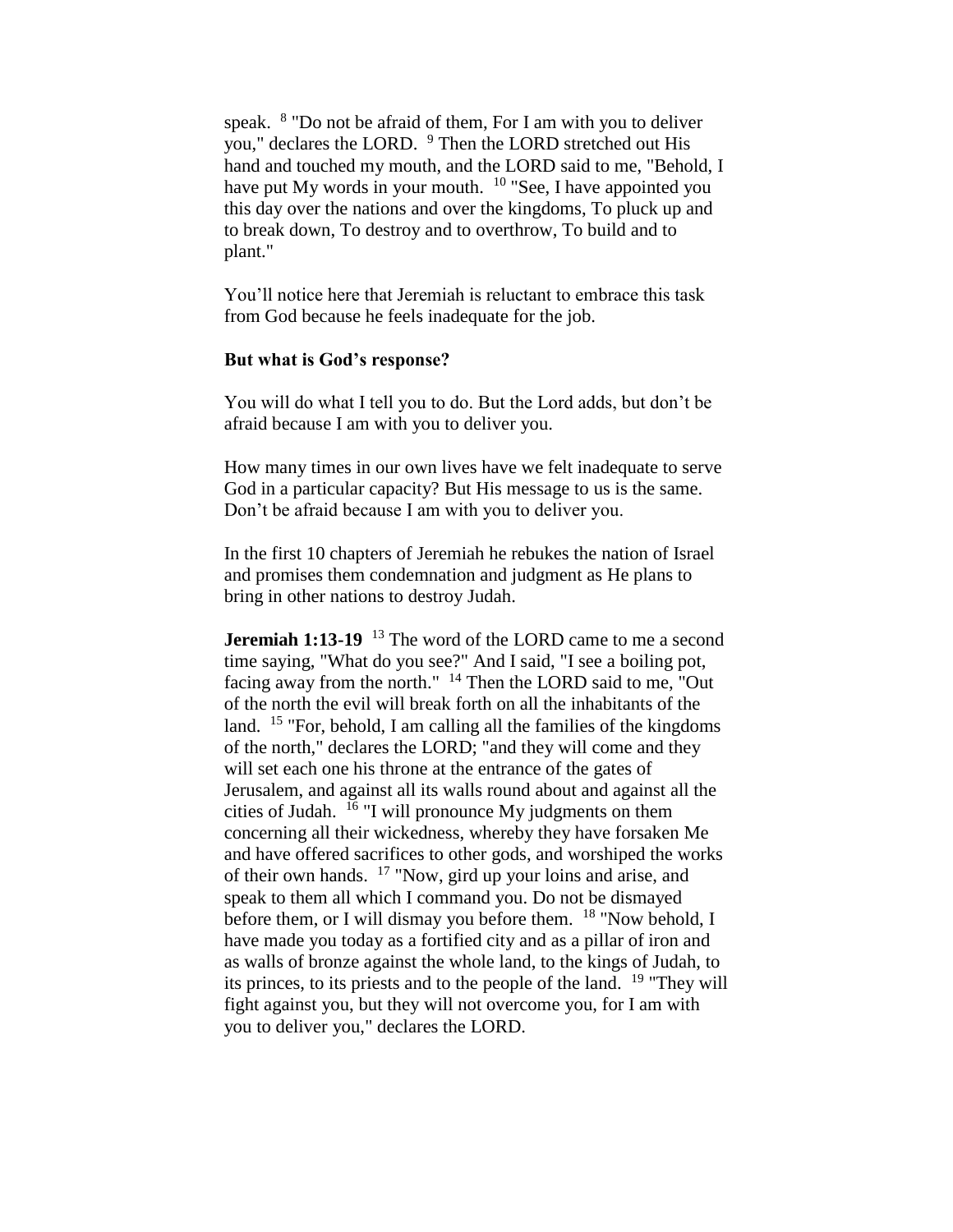speak. [8] "Do not be afraid of them, For I am with you to deliver you," declares the LORD. [9] Then the LORD stretched out His hand and touched my mouth, and the LORD said to me, "Behold, I have put My words in your mouth. [10] "See, I have appointed you this day over the nations and over the kingdoms, To pluck up and to break down, To destroy and to overthrow, To build and to plant."

You'll notice here that Jeremiah is reluctant to embrace this task from God because he feels inadequate for the job.

**But what is God's response?**

You will do what I tell you to do. But the Lord adds, but don't be afraid because I am with you to deliver you.

How many times in our own lives have we felt inadequate to serve God in a particular capacity? But His message to us is the same. Don't be afraid because I am with you to deliver you.

In the first 10 chapters of Jeremiah he rebukes the nation of Israel and promises them condemnation and judgment as He plans to bring in other nations to destroy Judah.

**Jeremiah 1:13-19** [13] The word of the LORD came to me a second time saying, "What do you see?" And I said, "I see a boiling pot, facing away from the north." [14] Then the LORD said to me, "Out of the north the evil will break forth on all the inhabitants of the land. [15] "For, behold, I am calling all the families of the kingdoms of the north," declares the LORD; "and they will come and they will set each one his throne at the entrance of the gates of Jerusalem, and against all its walls round about and against all the cities of Judah. [16] "I will pronounce My judgments on them concerning all their wickedness, whereby they have forsaken Me and have offered sacrifices to other gods, and worshiped the works of their own hands. [17] "Now, gird up your loins and arise, and speak to them all which I command you. Do not be dismayed before them, or I will dismay you before them. [18] "Now behold, I have made you today as a fortified city and as a pillar of iron and as walls of bronze against the whole land, to the kings of Judah, to its princes, to its priests and to the people of the land. [19] "They will fight against you, but they will not overcome you, for I am with you to deliver you," declares the LORD.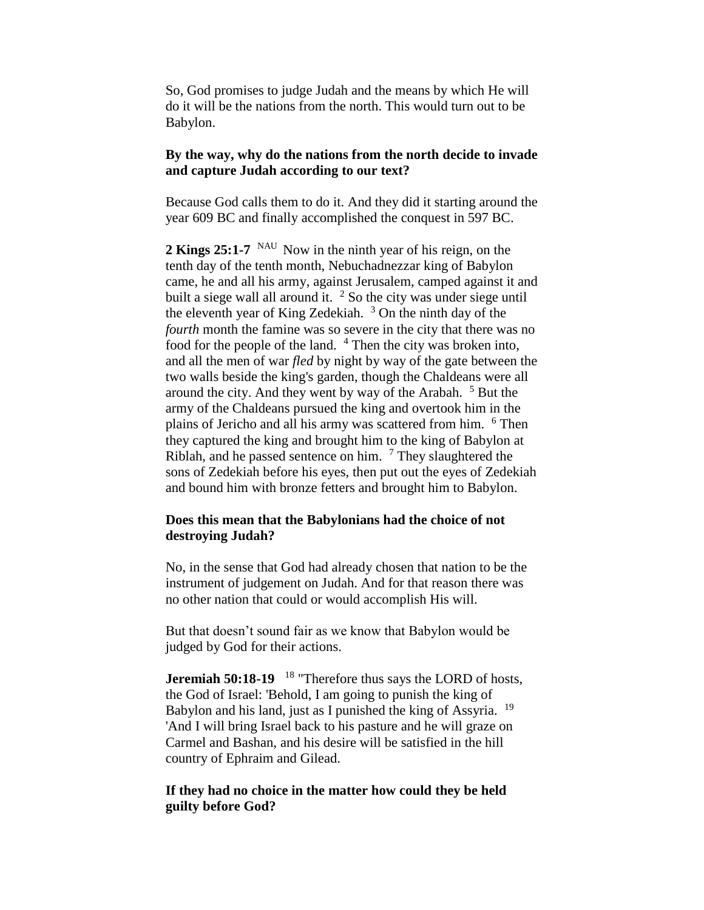So, God promises to judge Judah and the means by which He will do it will be the nations from the north. This would turn out to be Babylon.

**By the way, why do the nations from the north decide to invade and capture Judah according to our text?**

Because God calls them to do it. And they did it starting around the year 609 BC and finally accomplished the conquest in 597 BC.

**2 Kings 25:1-7** NAU Now in the ninth year of his reign, on the tenth day of the tenth month, Nebuchadnezzar king of Babylon came, he and all his army, against Jerusalem, camped against it and built a siege wall all around it. [2] So the city was under siege until the eleventh year of King Zedekiah. [3] On the ninth day of the *fourth* month the famine was so severe in the city that there was no food for the people of the land. [4] Then the city was broken into, and all the men of war *fled* by night by way of the gate between the two walls beside the king's garden, though the Chaldeans were all around the city. And they went by way of the Arabah. [5] But the army of the Chaldeans pursued the king and overtook him in the plains of Jericho and all his army was scattered from him. [6] Then they captured the king and brought him to the king of Babylon at Riblah, and he passed sentence on him. [7] They slaughtered the sons of Zedekiah before his eyes, then put out the eyes of Zedekiah and bound him with bronze fetters and brought him to Babylon.

**Does this mean that the Babylonians had the choice of not destroying Judah?**

No, in the sense that God had already chosen that nation to be the instrument of judgement on Judah. And for that reason there was no other nation that could or would accomplish His will.

But that doesn't sound fair as we know that Babylon would be judged by God for their actions.

**Jeremiah 50:18-19** [18] "Therefore thus says the LORD of hosts, the God of Israel: 'Behold, I am going to punish the king of Babylon and his land, just as I punished the king of Assyria. [19] 'And I will bring Israel back to his pasture and he will graze on Carmel and Bashan, and his desire will be satisfied in the hill country of Ephraim and Gilead.

**If they had no choice in the matter how could they be held guilty before God?**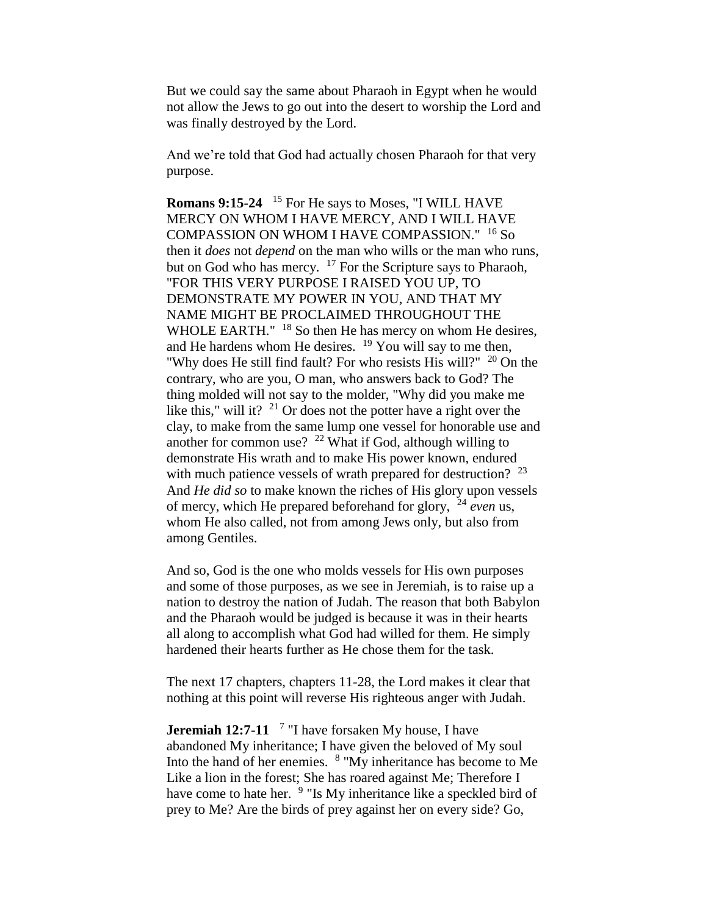But we could say the same about Pharaoh in Egypt when he would not allow the Jews to go out into the desert to worship the Lord and was finally destroyed by the Lord.

And we're told that God had actually chosen Pharaoh for that very purpose.

**Romans 9:15-24** [15] For He says to Moses, "I WILL HAVE MERCY ON WHOM I HAVE MERCY, AND I WILL HAVE COMPASSION ON WHOM I HAVE COMPASSION." [16] So then it *does* not *depend* on the man who wills or the man who runs, but on God who has mercy. [17] For the Scripture says to Pharaoh, "FOR THIS VERY PURPOSE I RAISED YOU UP, TO DEMONSTRATE MY POWER IN YOU, AND THAT MY NAME MIGHT BE PROCLAIMED THROUGHOUT THE WHOLE EARTH." [18] So then He has mercy on whom He desires, and He hardens whom He desires. [19] You will say to me then, "Why does He still find fault? For who resists His will?" [20] On the contrary, who are you, O man, who answers back to God? The thing molded will not say to the molder, "Why did you make me like this," will it? [21] Or does not the potter have a right over the clay, to make from the same lump one vessel for honorable use and another for common use? [22] What if God, although willing to demonstrate His wrath and to make His power known, endured with much patience vessels of wrath prepared for destruction? [23] And *He did so* to make known the riches of His glory upon vessels of mercy, which He prepared beforehand for glory, [24] *even* us, whom He also called, not from among Jews only, but also from among Gentiles.

And so, God is the one who molds vessels for His own purposes and some of those purposes, as we see in Jeremiah, is to raise up a nation to destroy the nation of Judah. The reason that both Babylon and the Pharaoh would be judged is because it was in their hearts all along to accomplish what God had willed for them. He simply hardened their hearts further as He chose them for the task.

The next 17 chapters, chapters 11-28, the Lord makes it clear that nothing at this point will reverse His righteous anger with Judah.

**Jeremiah 12:7-11** [7] "I have forsaken My house, I have abandoned My inheritance; I have given the beloved of My soul Into the hand of her enemies. [8] "My inheritance has become to Me Like a lion in the forest; She has roared against Me; Therefore I have come to hate her. [9] "Is My inheritance like a speckled bird of prey to Me? Are the birds of prey against her on every side? Go,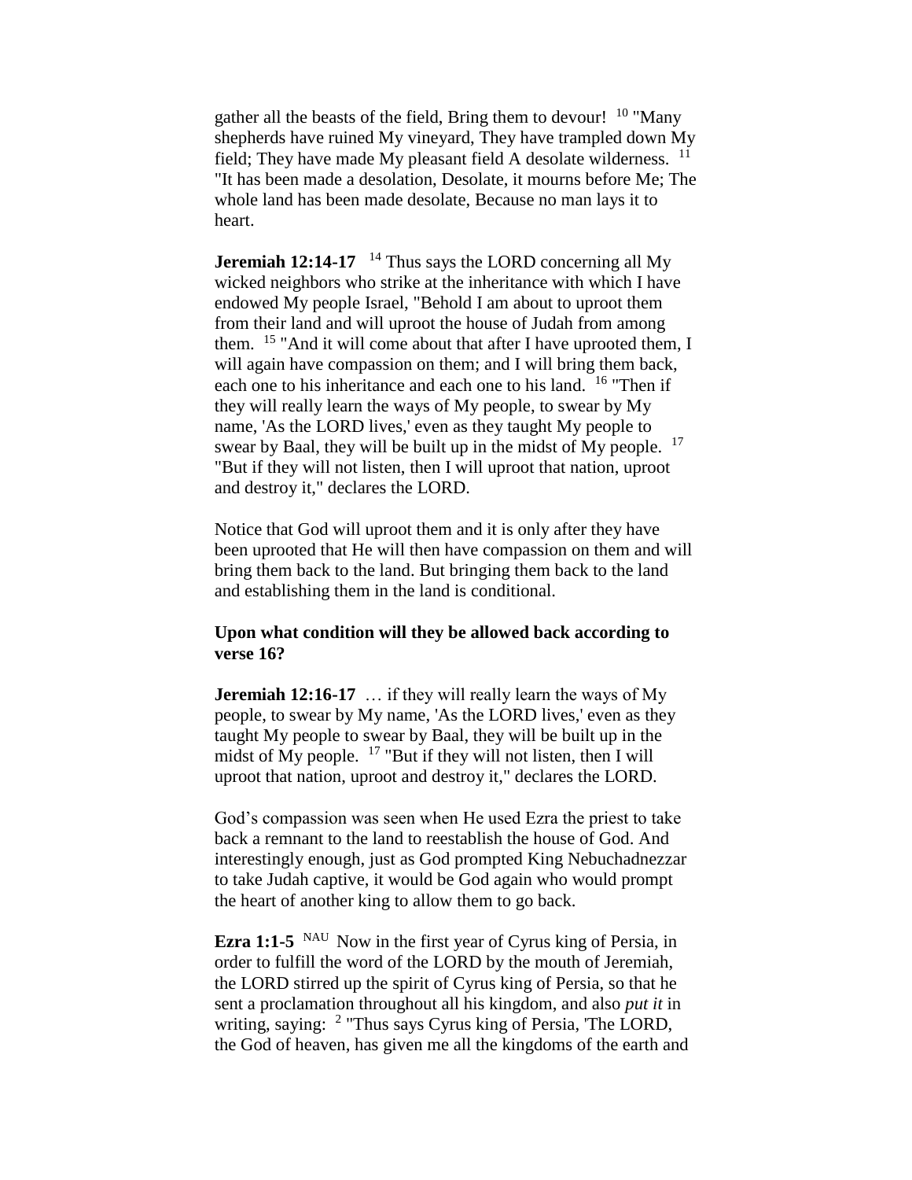gather all the beasts of the field, Bring them to devour! [10] "Many shepherds have ruined My vineyard, They have trampled down My field; They have made My pleasant field A desolate wilderness. [11] "It has been made a desolation, Desolate, it mourns before Me; The whole land has been made desolate, Because no man lays it to heart.

**Jeremiah 12:14-17** [14] Thus says the LORD concerning all My wicked neighbors who strike at the inheritance with which I have endowed My people Israel, "Behold I am about to uproot them from their land and will uproot the house of Judah from among them. [15] "And it will come about that after I have uprooted them, I will again have compassion on them; and I will bring them back, each one to his inheritance and each one to his land. [16] "Then if they will really learn the ways of My people, to swear by My name, 'As the LORD lives,' even as they taught My people to swear by Baal, they will be built up in the midst of My people. [17] "But if they will not listen, then I will uproot that nation, uproot and destroy it," declares the LORD.

Notice that God will uproot them and it is only after they have been uprooted that He will then have compassion on them and will bring them back to the land. But bringing them back to the land and establishing them in the land is conditional.

**Upon what condition will they be allowed back according to verse 16?**

**Jeremiah 12:16-17** … if they will really learn the ways of My people, to swear by My name, 'As the LORD lives,' even as they taught My people to swear by Baal, they will be built up in the midst of My people. [17] "But if they will not listen, then I will uproot that nation, uproot and destroy it," declares the LORD.

God's compassion was seen when He used Ezra the priest to take back a remnant to the land to reestablish the house of God. And interestingly enough, just as God prompted King Nebuchadnezzar to take Judah captive, it would be God again who would prompt the heart of another king to allow them to go back.

**Ezra 1:1-5** [NAU] Now in the first year of Cyrus king of Persia, in order to fulfill the word of the LORD by the mouth of Jeremiah, the LORD stirred up the spirit of Cyrus king of Persia, so that he sent a proclamation throughout all his kingdom, and also *put it* in writing, saying: [2] "Thus says Cyrus king of Persia, 'The LORD, the God of heaven, has given me all the kingdoms of the earth and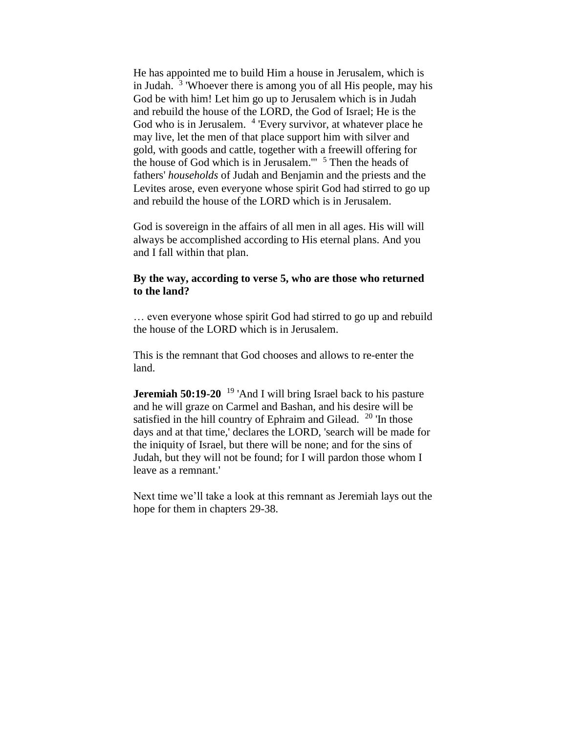He has appointed me to build Him a house in Jerusalem, which is in Judah. [3] 'Whoever there is among you of all His people, may his God be with him! Let him go up to Jerusalem which is in Judah and rebuild the house of the LORD, the God of Israel; He is the God who is in Jerusalem. [4] 'Every survivor, at whatever place he may live, let the men of that place support him with silver and gold, with goods and cattle, together with a freewill offering for the house of God which is in Jerusalem.'" [5] Then the heads of fathers' *households* of Judah and Benjamin and the priests and the Levites arose, even everyone whose spirit God had stirred to go up and rebuild the house of the LORD which is in Jerusalem.

God is sovereign in the affairs of all men in all ages. His will will always be accomplished according to His eternal plans. And you and I fall within that plan.

**By the way, according to verse 5, who are those who returned to the land?**

… even everyone whose spirit God had stirred to go up and rebuild the house of the LORD which is in Jerusalem.

This is the remnant that God chooses and allows to re-enter the land.

**Jeremiah 50:19-20** [19] 'And I will bring Israel back to his pasture and he will graze on Carmel and Bashan, and his desire will be satisfied in the hill country of Ephraim and Gilead. [20] 'In those days and at that time,' declares the LORD, 'search will be made for the iniquity of Israel, but there will be none; and for the sins of Judah, but they will not be found; for I will pardon those whom I leave as a remnant.'

Next time we'll take a look at this remnant as Jeremiah lays out the hope for them in chapters 29-38.